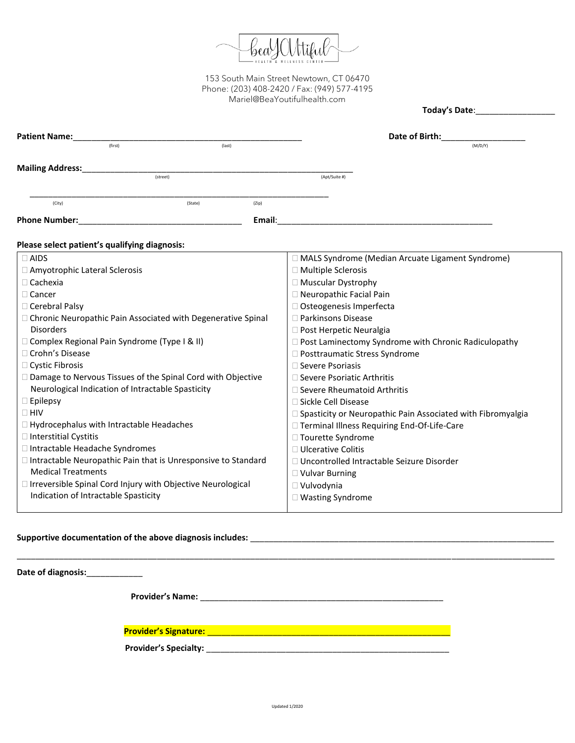beaYOUtiful HEALTH & WELLNESS CENTER

153 South Main Street Newtown, CT 06470
Phone: (203) 408-2420 / Fax: (949) 577-4195
Mariel@BeaYoutifulhealth.com

**Today's Date**:_________________

**Patient Name:**__________________________________________________ **Date of Birth:**__________________
(first) (last) (M/D/Y)

**Mailing Address:**____________________________________________________________
(street) (Apt/Suite #)

_____________________________________________________________________
(City) (State) (Zip)

**Phone Number:**____________________________________ **Email**:_________________________________________________

**Please select patient's qualifying diagnosis:**

| | |
|---|---|
| ☐ AIDS | ☐ MALS Syndrome (Median Arcuate Ligament Syndrome) |
| ☐ Amyotrophic Lateral Sclerosis | ☐ Multiple Sclerosis |
| ☐ Cachexia | ☐ Muscular Dystrophy |
| ☐ Cancer | ☐ Neuropathic Facial Pain |
| ☐ Cerebral Palsy | ☐ Osteogenesis Imperfecta |
| ☐ Chronic Neuropathic Pain Associated with Degenerative Spinal Disorders | ☐ Parkinsons Disease |
| ☐ Complex Regional Pain Syndrome (Type I & II) | ☐ Post Herpetic Neuralgia |
| ☐ Crohn's Disease | ☐ Post Laminectomy Syndrome with Chronic Radiculopathy |
| ☐ Cystic Fibrosis | ☐ Posttraumatic Stress Syndrome |
| ☐ Damage to Nervous Tissues of the Spinal Cord with Objective Neurological Indication of Intractable Spasticity | ☐ Severe Psoriasis |
| ☐ Epilepsy | ☐ Severe Psoriatic Arthritis |
| ☐ HIV | ☐ Severe Rheumatoid Arthritis |
| ☐ Hydrocephalus with Intractable Headaches | ☐ Sickle Cell Disease |
| ☐ Interstitial Cystitis | ☐ Spasticity or Neuropathic Pain Associated with Fibromyalgia |
| ☐ Intractable Headache Syndromes | ☐ Terminal Illness Requiring End-Of-Life-Care |
| ☐ Intractable Neuropathic Pain that is Unresponsive to Standard Medical Treatments | ☐ Tourette Syndrome |
| ☐ Irreversible Spinal Cord Injury with Objective Neurological Indication of Intractable Spasticity | ☐ Ulcerative Colitis |
| | ☐ Uncontrolled Intractable Seizure Disorder |
| | ☐ Vulvar Burning |
| | ☐ Vulvodynia |
| | ☐ Wasting Syndrome |

**Supportive documentation of the above diagnosis includes:** ____________________________________________________________________
_____________________________________________________________________________________________________________

**Date of diagnosis:**____________

**Provider's Name:** ______________________________________________________

**Provider's Signature:** ______________________________________________________

**Provider's Specialty:** ______________________________________________________

Updated 1/2020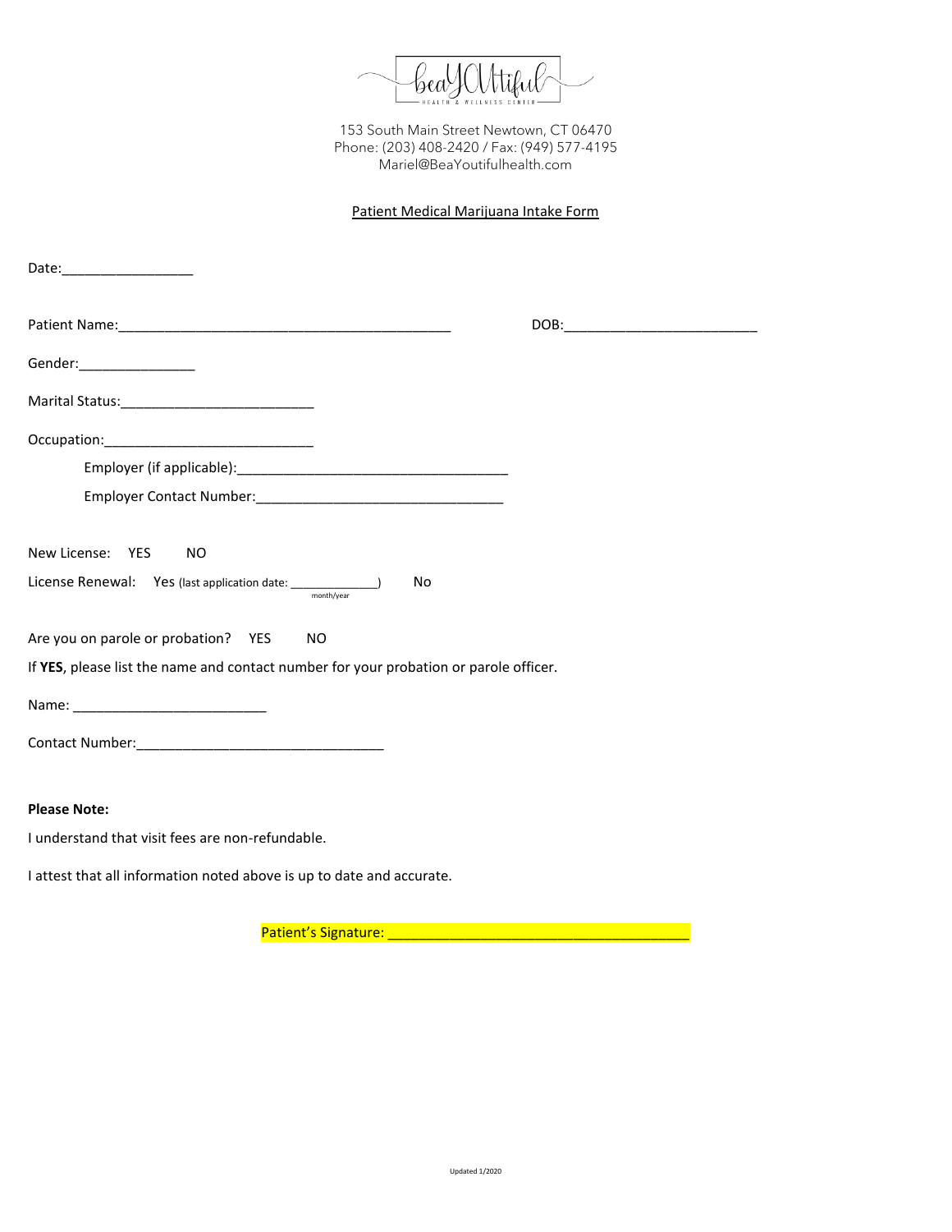153 South Main Street Newtown, CT 06470
Phone: (203) 408-2420 / Fax: (949) 577-4195
Mariel@BeaYoutifulhealth.com

Patient Medical Marijuana Intake Form

Date:_________________

Patient Name:____________________________________________ DOB:_________________________

Gender:_______________

Marital Status:_________________________

Occupation:___________________________

Employer (if applicable):____________________________________

Employer Contact Number:_________________________________

New License: YES NO

License Renewal: Yes (last application date: _____________ month/year) No

Are you on parole or probation? YES NO

If **YES**, please list the name and contact number for your probation or parole officer.

Name: _________________________

Contact Number:________________________________

**Please Note:**

I understand that visit fees are non-refundable.

I attest that all information noted above is up to date and accurate.

Patient's Signature: _______________________________________

Updated 1/2020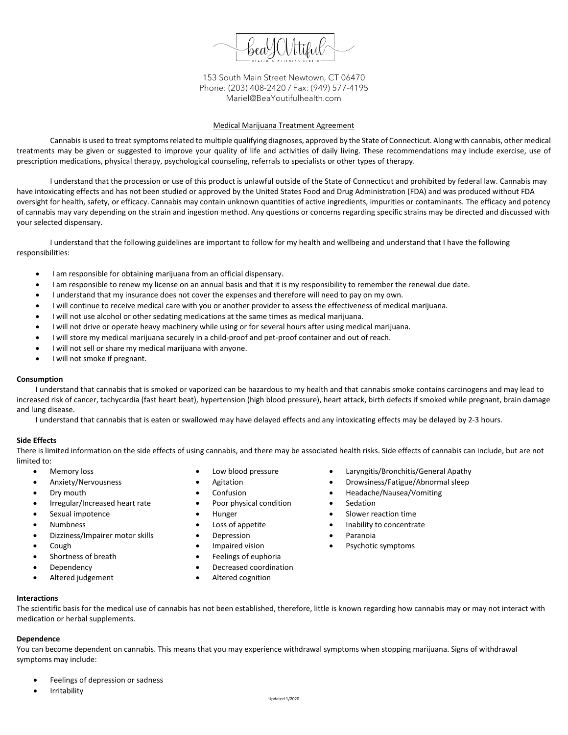153 South Main Street Newtown, CT 06470
Phone: (203) 408-2420 / Fax: (949) 577-4195
Mariel@BeaYoutifulhealth.com

## Medical Marijuana Treatment Agreement

Cannabis is used to treat symptoms related to multiple qualifying diagnoses, approved by the State of Connecticut. Along with cannabis, other medical treatments may be given or suggested to improve your quality of life and activities of daily living. These recommendations may include exercise, use of prescription medications, physical therapy, psychological counseling, referrals to specialists or other types of therapy.

I understand that the procession or use of this product is unlawful outside of the State of Connecticut and prohibited by federal law. Cannabis may have intoxicating effects and has not been studied or approved by the United States Food and Drug Administration (FDA) and was produced without FDA oversight for health, safety, or efficacy. Cannabis may contain unknown quantities of active ingredients, impurities or contaminants. The efficacy and potency of cannabis may vary depending on the strain and ingestion method. Any questions or concerns regarding specific strains may be directed and discussed with your selected dispensary.

I understand that the following guidelines are important to follow for my health and wellbeing and understand that I have the following responsibilities:

- I am responsible for obtaining marijuana from an official dispensary.
- I am responsible to renew my license on an annual basis and that it is my responsibility to remember the renewal due date.
- I understand that my insurance does not cover the expenses and therefore will need to pay on my own.
- I will continue to receive medical care with you or another provider to assess the effectiveness of medical marijuana.
- I will not use alcohol or other sedating medications at the same times as medical marijuana.
- I will not drive or operate heavy machinery while using or for several hours after using medical marijuana.
- I will store my medical marijuana securely in a child-proof and pet-proof container and out of reach.
- I will not sell or share my medical marijuana with anyone.
- I will not smoke if pregnant.

**Consumption**

I understand that cannabis that is smoked or vaporized can be hazardous to my health and that cannabis smoke contains carcinogens and may lead to increased risk of cancer, tachycardia (fast heart beat), hypertension (high blood pressure), heart attack, birth defects if smoked while pregnant, brain damage and lung disease.

I understand that cannabis that is eaten or swallowed may have delayed effects and any intoxicating effects may be delayed by 2-3 hours.

**Side Effects**

There is limited information on the side effects of using cannabis, and there may be associated health risks. Side effects of cannabis can include, but are not limited to:

- Memory loss
- Anxiety/Nervousness
- Dry mouth
- Irregular/Increased heart rate
- Sexual impotence
- Numbness
- Dizziness/Impairer motor skills
- Cough
- Shortness of breath
- Dependency
- Altered judgement
- Low blood pressure
- Agitation
- Confusion
- Poor physical condition
- Hunger
- Loss of appetite
- Depression
- Impaired vision
- Feelings of euphoria
- Decreased coordination
- Altered cognition
- Laryngitis/Bronchitis/General Apathy
- Drowsiness/Fatigue/Abnormal sleep
- Headache/Nausea/Vomiting
- Sedation
- Slower reaction time
- Inability to concentrate
- Paranoia
- Psychotic symptoms

**Interactions**

The scientific basis for the medical use of cannabis has not been established, therefore, little is known regarding how cannabis may or may not interact with medication or herbal supplements.

**Dependence**

You can become dependent on cannabis. This means that you may experience withdrawal symptoms when stopping marijuana. Signs of withdrawal symptoms may include:

- Feelings of depression or sadness
- Irritability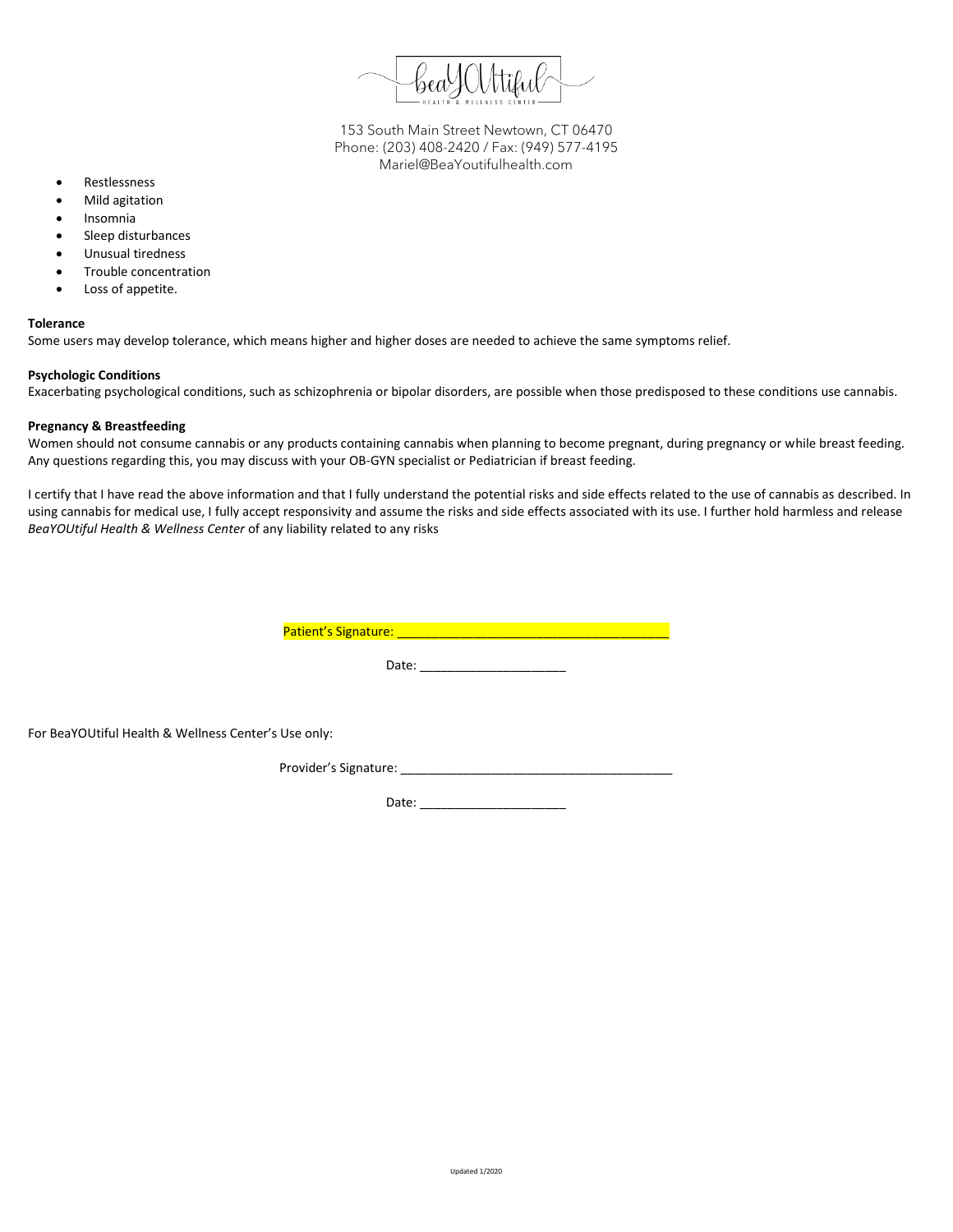153 South Main Street Newtown, CT 06470
Phone: (203) 408-2420 / Fax: (949) 577-4195
Mariel@BeaYoutifulhealth.com

- Restlessness
- Mild agitation
- Insomnia
- Sleep disturbances
- Unusual tiredness
- Trouble concentration
- Loss of appetite.

**Tolerance**
Some users may develop tolerance, which means higher and higher doses are needed to achieve the same symptoms relief.

**Psychologic Conditions**
Exacerbating psychological conditions, such as schizophrenia or bipolar disorders, are possible when those predisposed to these conditions use cannabis.

**Pregnancy & Breastfeeding**
Women should not consume cannabis or any products containing cannabis when planning to become pregnant, during pregnancy or while breast feeding. Any questions regarding this, you may discuss with your OB-GYN specialist or Pediatrician if breast feeding.

I certify that I have read the above information and that I fully understand the potential risks and side effects related to the use of cannabis as described. In using cannabis for medical use, I fully accept responsivity and assume the risks and side effects associated with its use. I further hold harmless and release *BeaYOUtiful Health & Wellness Center* of any liability related to any risks

Patient's Signature: ______________________________________

Date: ____________________

For BeaYOUtiful Health & Wellness Center's Use only:

Provider's Signature: ______________________________________

Date: ____________________

Updated 1/2020